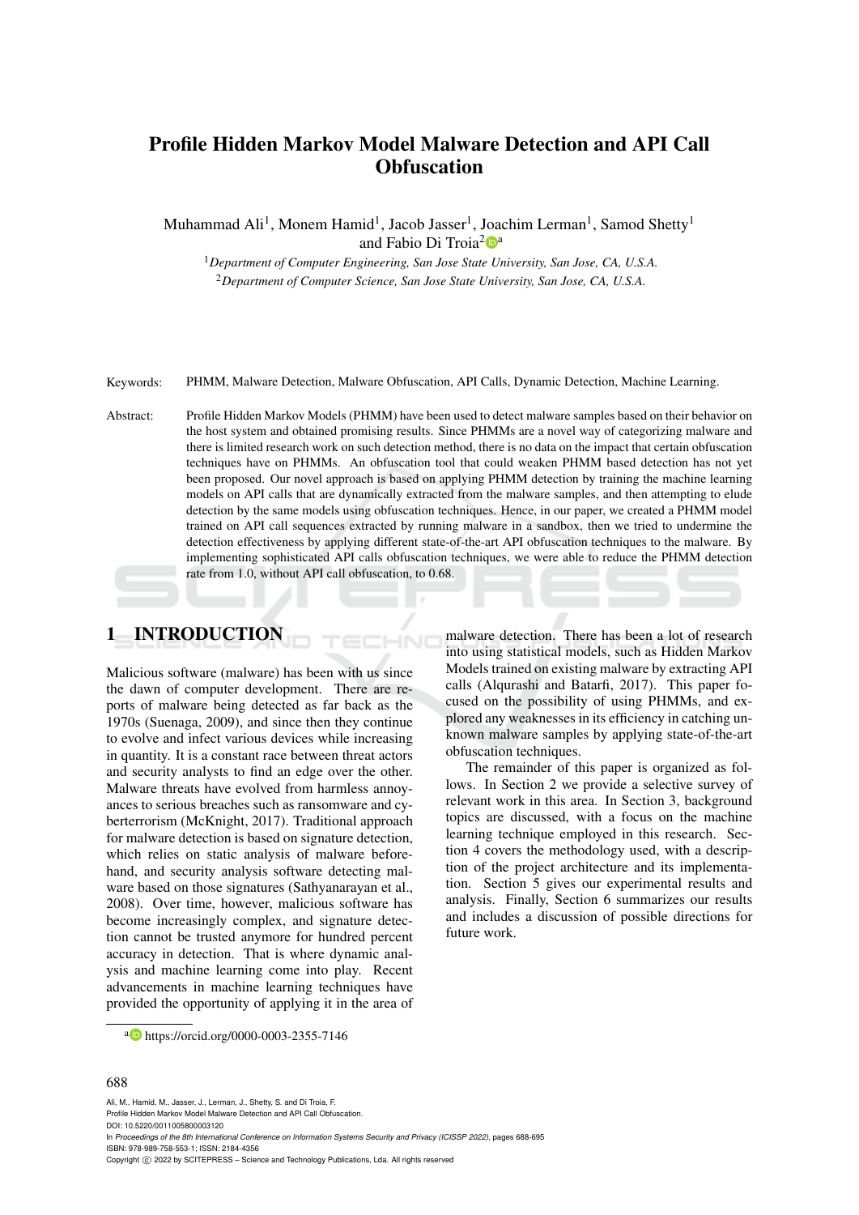# Profile Hidden Markov Model Malware Detection and API Call Obfuscation

Muhammad Ali[1], Monem Hamid[1], Jacob Jasser[1], Joachim Lerman[1], Samod Shetty[1] and Fabio Di Troia[2][a]

[1]*Department of Computer Engineering, San Jose State University, San Jose, CA, U.S.A.*
[2]*Department of Computer Science, San Jose State University, San Jose, CA, U.S.A.*

Keywords: PHMM, Malware Detection, Malware Obfuscation, API Calls, Dynamic Detection, Machine Learning.

Abstract: Profile Hidden Markov Models (PHMM) have been used to detect malware samples based on their behavior on the host system and obtained promising results. Since PHMMs are a novel way of categorizing malware and there is limited research work on such detection method, there is no data on the impact that certain obfuscation techniques have on PHMMs. An obfuscation tool that could weaken PHMM based detection has not yet been proposed. Our novel approach is based on applying PHMM detection by training the machine learning models on API calls that are dynamically extracted from the malware samples, and then attempting to elude detection by the same models using obfuscation techniques. Hence, in our paper, we created a PHMM model trained on API call sequences extracted by running malware in a sandbox, then we tried to undermine the detection effectiveness by applying different state-of-the-art API obfuscation techniques to the malware. By implementing sophisticated API calls obfuscation techniques, we were able to reduce the PHMM detection rate from 1.0, without API call obfuscation, to 0.68.

## 1 INTRODUCTION

Malicious software (malware) has been with us since the dawn of computer development. There are reports of malware being detected as far back as the 1970s (Suenaga, 2009), and since then they continue to evolve and infect various devices while increasing in quantity. It is a constant race between threat actors and security analysts to find an edge over the other. Malware threats have evolved from harmless annoyances to serious breaches such as ransomware and cyberterrorism (McKnight, 2017). Traditional approach for malware detection is based on signature detection, which relies on static analysis of malware beforehand, and security analysis software detecting malware based on those signatures (Sathyanarayan et al., 2008). Over time, however, malicious software has become increasingly complex, and signature detection cannot be trusted anymore for hundred percent accuracy in detection. That is where dynamic analysis and machine learning come into play. Recent advancements in machine learning techniques have provided the opportunity of applying it in the area of malware detection. There has been a lot of research into using statistical models, such as Hidden Markov Models trained on existing malware by extracting API calls (Alqurashi and Batarfi, 2017). This paper focused on the possibility of using PHMMs, and explored any weaknesses in its efficiency in catching unknown malware samples by applying state-of-the-art obfuscation techniques.

The remainder of this paper is organized as follows. In Section 2 we provide a selective survey of relevant work in this area. In Section 3, background topics are discussed, with a focus on the machine learning technique employed in this research. Section 4 covers the methodology used, with a description of the project architecture and its implementation. Section 5 gives our experimental results and analysis. Finally, Section 6 summarizes our results and includes a discussion of possible directions for future work.

[a] https://orcid.org/0000-0003-2355-7146

Ali, M., Hamid, M., Jasser, J., Lerman, J., Shetty, S. and Di Troia, F.
Profile Hidden Markov Model Malware Detection and API Call Obfuscation.
DOI: 10.5220/0011005800003120
In *Proceedings of the 8th International Conference on Information Systems Security and Privacy (ICISSP 2022)*, pages 688-695
ISBN: 978-989-758-553-1; ISSN: 2184-4356
Copyright © 2022 by SCITEPRESS – Science and Technology Publications, Lda. All rights reserved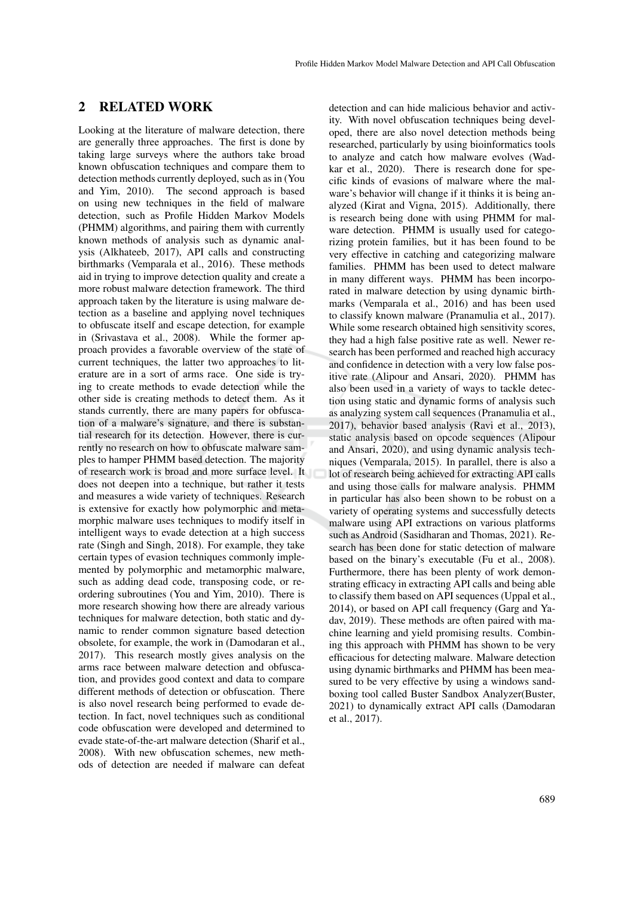## 2 RELATED WORK

Looking at the literature of malware detection, there are generally three approaches. The first is done by taking large surveys where the authors take broad known obfuscation techniques and compare them to detection methods currently deployed, such as in (You and Yim, 2010). The second approach is based on using new techniques in the field of malware detection, such as Profile Hidden Markov Models (PHMM) algorithms, and pairing them with currently known methods of analysis such as dynamic analysis (Alkhateeb, 2017), API calls and constructing birthmarks (Vemparala et al., 2016). These methods aid in trying to improve detection quality and create a more robust malware detection framework. The third approach taken by the literature is using malware detection as a baseline and applying novel techniques to obfuscate itself and escape detection, for example in (Srivastava et al., 2008). While the former approach provides a favorable overview of the state of current techniques, the latter two approaches to literature are in a sort of arms race. One side is trying to create methods to evade detection while the other side is creating methods to detect them. As it stands currently, there are many papers for obfuscation of a malware's signature, and there is substantial research for its detection. However, there is currently no research on how to obfuscate malware samples to hamper PHMM based detection. The majority of research work is broad and more surface level. It does not deepen into a technique, but rather it tests and measures a wide variety of techniques. Research is extensive for exactly how polymorphic and metamorphic malware uses techniques to modify itself in intelligent ways to evade detection at a high success rate (Singh and Singh, 2018). For example, they take certain types of evasion techniques commonly implemented by polymorphic and metamorphic malware, such as adding dead code, transposing code, or reordering subroutines (You and Yim, 2010). There is more research showing how there are already various techniques for malware detection, both static and dynamic to render common signature based detection obsolete, for example, the work in (Damodaran et al., 2017). This research mostly gives analysis on the arms race between malware detection and obfuscation, and provides good context and data to compare different methods of detection or obfuscation. There is also novel research being performed to evade detection. In fact, novel techniques such as conditional code obfuscation were developed and determined to evade state-of-the-art malware detection (Sharif et al., 2008). With new obfuscation schemes, new methods of detection are needed if malware can defeat detection and can hide malicious behavior and activity. With novel obfuscation techniques being developed, there are also novel detection methods being researched, particularly by using bioinformatics tools to analyze and catch how malware evolves (Wadkar et al., 2020). There is research done for specific kinds of evasions of malware where the malware's behavior will change if it thinks it is being analyzed (Kirat and Vigna, 2015). Additionally, there is research being done with using PHMM for malware detection. PHMM is usually used for categorizing protein families, but it has been found to be very effective in catching and categorizing malware families. PHMM has been used to detect malware in many different ways. PHMM has been incorporated in malware detection by using dynamic birthmarks (Vemparala et al., 2016) and has been used to classify known malware (Pranamulia et al., 2017). While some research obtained high sensitivity scores, they had a high false positive rate as well. Newer research has been performed and reached high accuracy and confidence in detection with a very low false positive rate (Alipour and Ansari, 2020). PHMM has also been used in a variety of ways to tackle detection using static and dynamic forms of analysis such as analyzing system call sequences (Pranamulia et al., 2017), behavior based analysis (Ravi et al., 2013), static analysis based on opcode sequences (Alipour and Ansari, 2020), and using dynamic analysis techniques (Vemparala, 2015). In parallel, there is also a lot of research being achieved for extracting API calls and using those calls for malware analysis. PHMM in particular has also been shown to be robust on a variety of operating systems and successfully detects malware using API extractions on various platforms such as Android (Sasidharan and Thomas, 2021). Research has been done for static detection of malware based on the binary's executable (Fu et al., 2008). Furthermore, there has been plenty of work demonstrating efficacy in extracting API calls and being able to classify them based on API sequences (Uppal et al., 2014), or based on API call frequency (Garg and Yadav, 2019). These methods are often paired with machine learning and yield promising results. Combining this approach with PHMM has shown to be very efficacious for detecting malware. Malware detection using dynamic birthmarks and PHMM has been measured to be very effective by using a windows sandboxing tool called Buster Sandbox Analyzer(Buster, 2021) to dynamically extract API calls (Damodaran et al., 2017).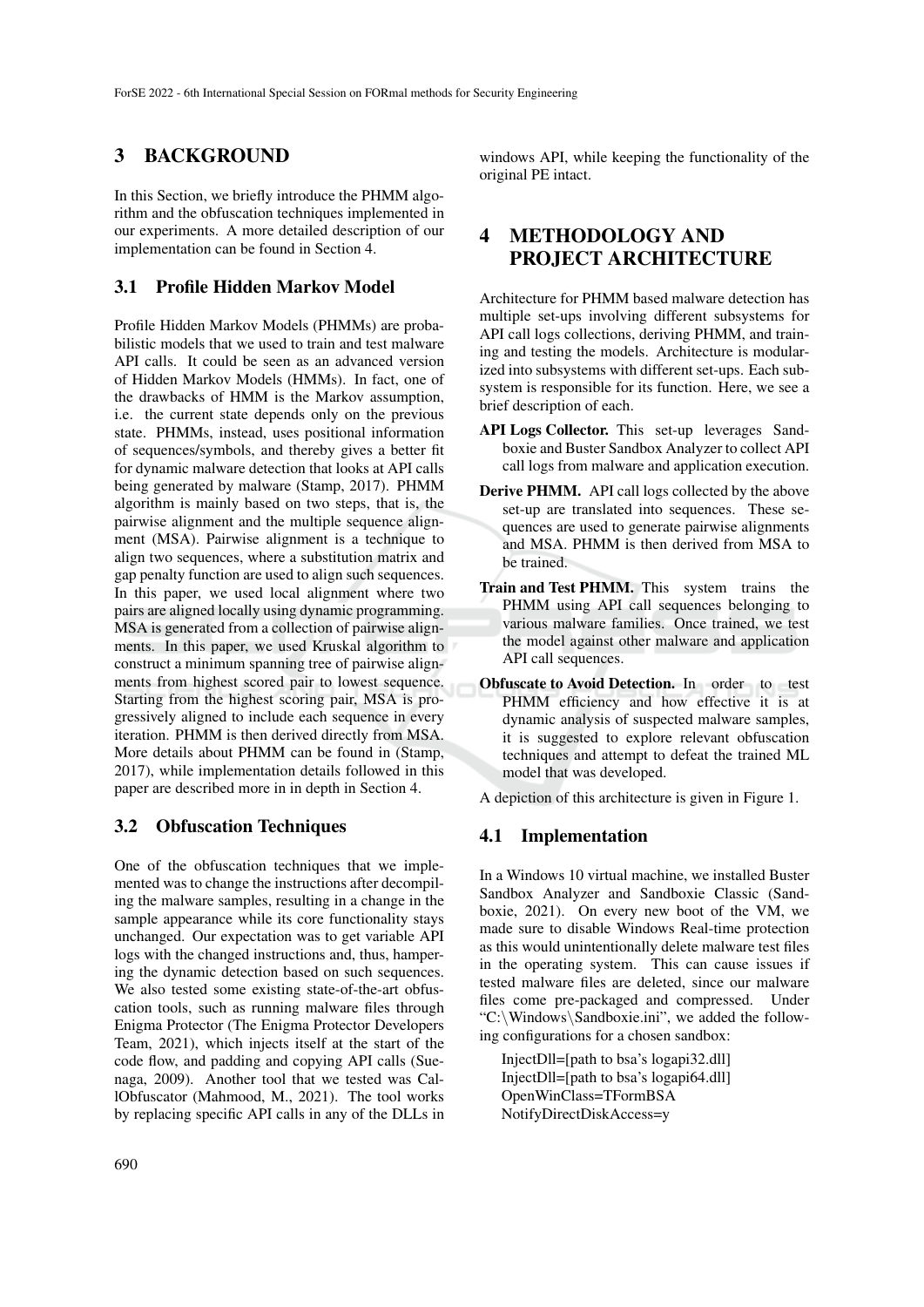## 3 BACKGROUND

In this Section, we briefly introduce the PHMM algorithm and the obfuscation techniques implemented in our experiments. A more detailed description of our implementation can be found in Section 4.

### 3.1 Profile Hidden Markov Model

Profile Hidden Markov Models (PHMMs) are probabilistic models that we used to train and test malware API calls. It could be seen as an advanced version of Hidden Markov Models (HMMs). In fact, one of the drawbacks of HMM is the Markov assumption, i.e. the current state depends only on the previous state. PHMMs, instead, uses positional information of sequences/symbols, and thereby gives a better fit for dynamic malware detection that looks at API calls being generated by malware (Stamp, 2017). PHMM algorithm is mainly based on two steps, that is, the pairwise alignment and the multiple sequence alignment (MSA). Pairwise alignment is a technique to align two sequences, where a substitution matrix and gap penalty function are used to align such sequences. In this paper, we used local alignment where two pairs are aligned locally using dynamic programming. MSA is generated from a collection of pairwise alignments. In this paper, we used Kruskal algorithm to construct a minimum spanning tree of pairwise alignments from highest scored pair to lowest sequence. Starting from the highest scoring pair, MSA is progressively aligned to include each sequence in every iteration. PHMM is then derived directly from MSA. More details about PHMM can be found in (Stamp, 2017), while implementation details followed in this paper are described more in in depth in Section 4.

### 3.2 Obfuscation Techniques

One of the obfuscation techniques that we implemented was to change the instructions after decompiling the malware samples, resulting in a change in the sample appearance while its core functionality stays unchanged. Our expectation was to get variable API logs with the changed instructions and, thus, hampering the dynamic detection based on such sequences. We also tested some existing state-of-the-art obfuscation tools, such as running malware files through Enigma Protector (The Enigma Protector Developers Team, 2021), which injects itself at the start of the code flow, and padding and copying API calls (Suenaga, 2009). Another tool that we tested was CallObfuscator (Mahmood, M., 2021). The tool works by replacing specific API calls in any of the DLLs in windows API, while keeping the functionality of the original PE intact.

## 4 METHODOLOGY AND PROJECT ARCHITECTURE

Architecture for PHMM based malware detection has multiple set-ups involving different subsystems for API call logs collections, deriving PHMM, and training and testing the models. Architecture is modularized into subsystems with different set-ups. Each subsystem is responsible for its function. Here, we see a brief description of each.

- **API Logs Collector.** This set-up leverages Sandboxie and Buster Sandbox Analyzer to collect API call logs from malware and application execution.
- **Derive PHMM.** API call logs collected by the above set-up are translated into sequences. These sequences are used to generate pairwise alignments and MSA. PHMM is then derived from MSA to be trained.
- **Train and Test PHMM.** This system trains the PHMM using API call sequences belonging to various malware families. Once trained, we test the model against other malware and application API call sequences.
- **Obfuscate to Avoid Detection.** In order to test PHMM efficiency and how effective it is at dynamic analysis of suspected malware samples, it is suggested to explore relevant obfuscation techniques and attempt to defeat the trained ML model that was developed.

A depiction of this architecture is given in Figure 1.

### 4.1 Implementation

In a Windows 10 virtual machine, we installed Buster Sandbox Analyzer and Sandboxie Classic (Sandboxie, 2021). On every new boot of the VM, we made sure to disable Windows Real-time protection as this would unintentionally delete malware test files in the operating system. This can cause issues if tested malware files are deleted, since our malware files come pre-packaged and compressed. Under "C:\Windows\Sandboxie.ini", we added the following configurations for a chosen sandbox:

```
InjectDll=[path to bsa's logapi32.dll]
InjectDll=[path to bsa's logapi64.dll]
OpenWinClass=TFormBSA
NotifyDirectDiskAccess=y
```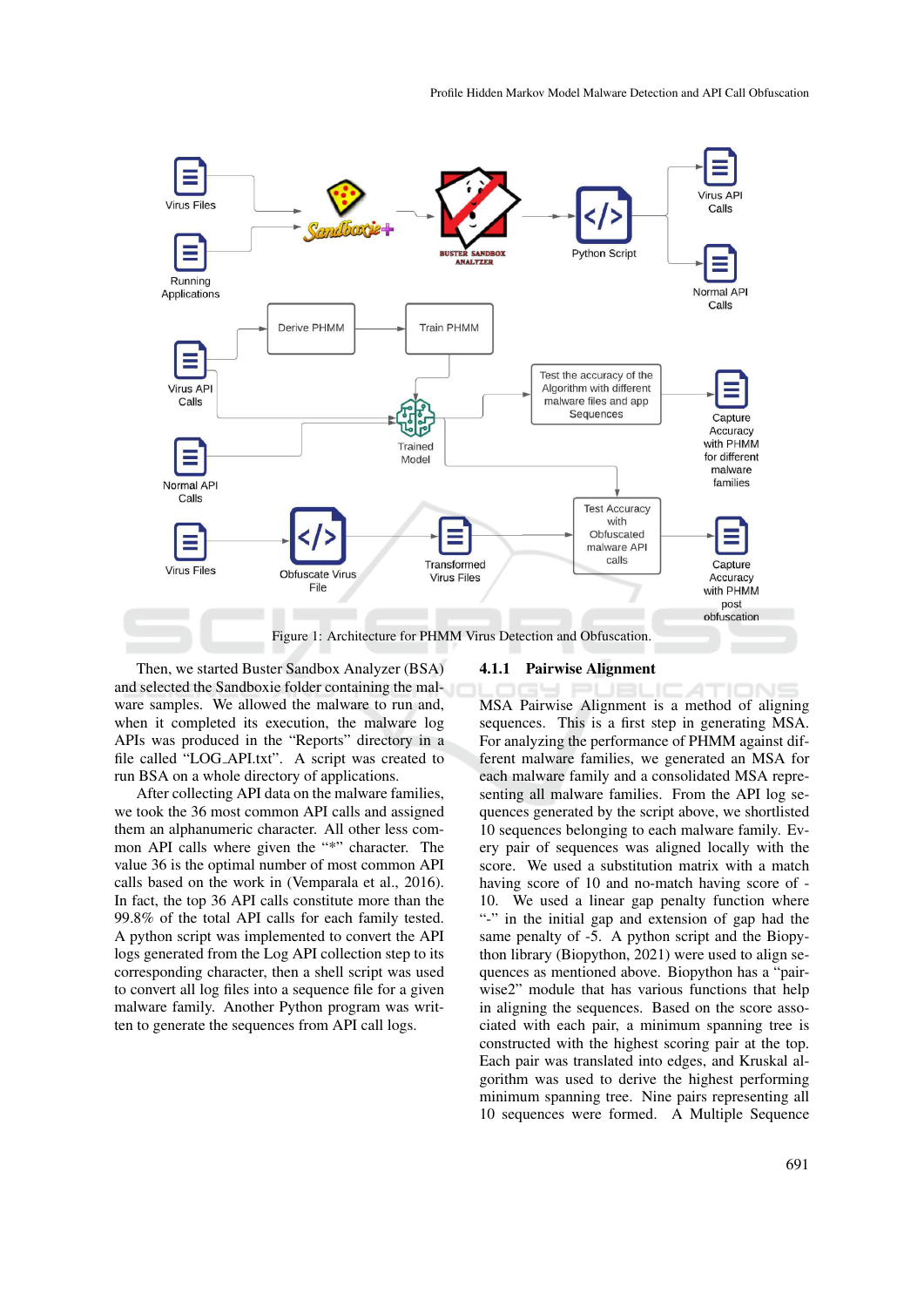Figure 1: Architecture for PHMM Virus Detection and Obfuscation.

Then, we started Buster Sandbox Analyzer (BSA) and selected the Sandboxie folder containing the malware samples. We allowed the malware to run and, when it completed its execution, the malware log APIs was produced in the "Reports" directory in a file called "LOG_API.txt". A script was created to run BSA on a whole directory of applications.

After collecting API data on the malware families, we took the 36 most common API calls and assigned them an alphanumeric character. All other less common API calls where given the "*" character. The value 36 is the optimal number of most common API calls based on the work in (Vemparala et al., 2016). In fact, the top 36 API calls constitute more than the 99.8% of the total API calls for each family tested. A python script was implemented to convert the API logs generated from the Log API collection step to its corresponding character, then a shell script was used to convert all log files into a sequence file for a given malware family. Another Python program was written to generate the sequences from API call logs.

### 4.1.1 Pairwise Alignment

MSA Pairwise Alignment is a method of aligning sequences. This is a first step in generating MSA. For analyzing the performance of PHMM against different malware families, we generated an MSA for each malware family and a consolidated MSA representing all malware families. From the API log sequences generated by the script above, we shortlisted 10 sequences belonging to each malware family. Every pair of sequences was aligned locally with the score. We used a substitution matrix with a match having score of 10 and no-match having score of -10. We used a linear gap penalty function where "-" in the initial gap and extension of gap had the same penalty of -5. A python script and the Biopython library (Biopython, 2021) were used to align sequences as mentioned above. Biopython has a "pairwise2" module that has various functions that help in aligning the sequences. Based on the score associated with each pair, a minimum spanning tree is constructed with the highest scoring pair at the top. Each pair was translated into edges, and Kruskal algorithm was used to derive the highest performing minimum spanning tree. Nine pairs representing all 10 sequences were formed. A Multiple Sequence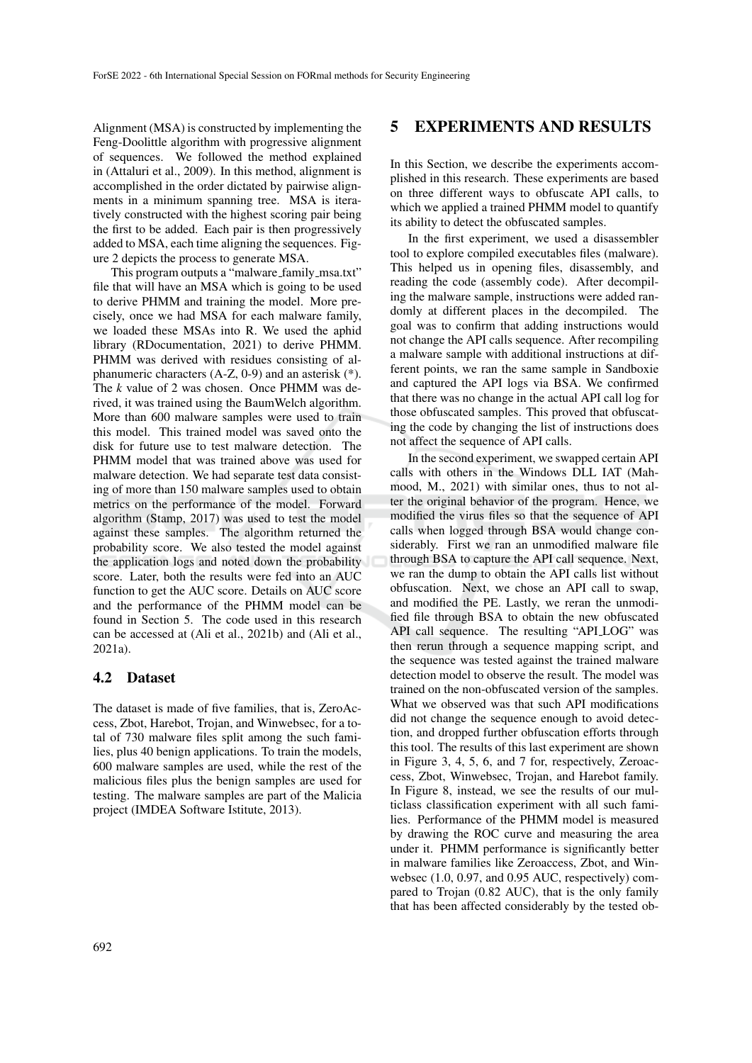Alignment (MSA) is constructed by implementing the Feng-Doolittle algorithm with progressive alignment of sequences. We followed the method explained in (Attaluri et al., 2009). In this method, alignment is accomplished in the order dictated by pairwise alignments in a minimum spanning tree. MSA is iteratively constructed with the highest scoring pair being the first to be added. Each pair is then progressively added to MSA, each time aligning the sequences. Figure 2 depicts the process to generate MSA.

This program outputs a "malware_family_msa.txt" file that will have an MSA which is going to be used to derive PHMM and training the model. More precisely, once we had MSA for each malware family, we loaded these MSAs into R. We used the aphid library (RDocumentation, 2021) to derive PHMM. PHMM was derived with residues consisting of alphanumeric characters (A-Z, 0-9) and an asterisk (*). The $k$ value of 2 was chosen. Once PHMM was derived, it was trained using the BaumWelch algorithm. More than 600 malware samples were used to train this model. This trained model was saved onto the disk for future use to test malware detection. The PHMM model that was trained above was used for malware detection. We had separate test data consisting of more than 150 malware samples used to obtain metrics on the performance of the model. Forward algorithm (Stamp, 2017) was used to test the model against these samples. The algorithm returned the probability score. We also tested the model against the application logs and noted down the probability score. Later, both the results were fed into an AUC function to get the AUC score. Details on AUC score and the performance of the PHMM model can be found in Section 5. The code used in this research can be accessed at (Ali et al., 2021b) and (Ali et al., 2021a).

### 4.2 Dataset

The dataset is made of five families, that is, ZeroAccess, Zbot, Harebot, Trojan, and Winwebsec, for a total of 730 malware files split among the such families, plus 40 benign applications. To train the models, 600 malware samples are used, while the rest of the malicious files plus the benign samples are used for testing. The malware samples are part of the Malicia project (IMDEA Software Istitute, 2013).

## 5 EXPERIMENTS AND RESULTS

In this Section, we describe the experiments accomplished in this research. These experiments are based on three different ways to obfuscate API calls, to which we applied a trained PHMM model to quantify its ability to detect the obfuscated samples.

In the first experiment, we used a disassembler tool to explore compiled executables files (malware). This helped us in opening files, disassembly, and reading the code (assembly code). After decompiling the malware sample, instructions were added randomly at different places in the decompiled. The goal was to confirm that adding instructions would not change the API calls sequence. After recompiling a malware sample with additional instructions at different points, we ran the same sample in Sandboxie and captured the API logs via BSA. We confirmed that there was no change in the actual API call log for those obfuscated samples. This proved that obfuscating the code by changing the list of instructions does not affect the sequence of API calls.

In the second experiment, we swapped certain API calls with others in the Windows DLL IAT (Mahmood, M., 2021) with similar ones, thus to not alter the original behavior of the program. Hence, we modified the virus files so that the sequence of API calls when logged through BSA would change considerably. First we ran an unmodified malware file through BSA to capture the API call sequence. Next, we ran the dump to obtain the API calls list without obfuscation. Next, we chose an API call to swap, and modified the PE. Lastly, we reran the unmodified file through BSA to obtain the new obfuscated API call sequence. The resulting "API_LOG" was then rerun through a sequence mapping script, and the sequence was tested against the trained malware detection model to observe the result. The model was trained on the non-obfuscated version of the samples. What we observed was that such API modifications did not change the sequence enough to avoid detection, and dropped further obfuscation efforts through this tool. The results of this last experiment are shown in Figure 3, 4, 5, 6, and 7 for, respectively, Zeroaccess, Zbot, Winwebsec, Trojan, and Harebot family. In Figure 8, instead, we see the results of our multiclass classification experiment with all such families. Performance of the PHMM model is measured by drawing the ROC curve and measuring the area under it. PHMM performance is significantly better in malware families like Zeroaccess, Zbot, and Winwebsec (1.0, 0.97, and 0.95 AUC, respectively) compared to Trojan (0.82 AUC), that is the only family that has been affected considerably by the tested ob-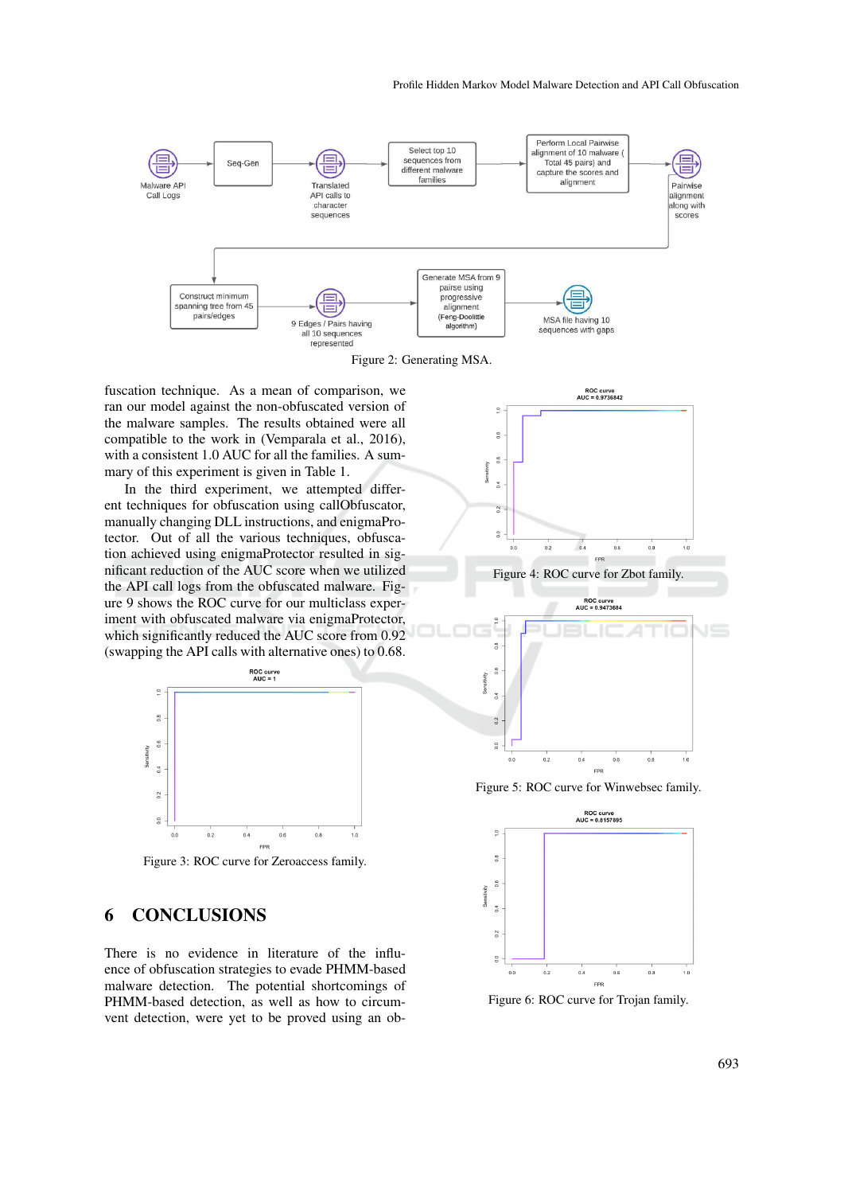Figure 2: Generating MSA.

fuscation technique. As a mean of comparison, we ran our model against the non-obfuscated version of the malware samples. The results obtained were all compatible to the work in (Vemparala et al., 2016), with a consistent 1.0 AUC for all the families. A summary of this experiment is given in Table 1.

In the third experiment, we attempted different techniques for obfuscation using callObfuscator, manually changing DLL instructions, and enigmaProtector. Out of all the various techniques, obfuscation achieved using enigmaProtector resulted in significant reduction of the AUC score when we utilized the API call logs from the obfuscated malware. Figure 9 shows the ROC curve for our multiclass experiment with obfuscated malware via enigmaProtector, which significantly reduced the AUC score from 0.92 (swapping the API calls with alternative ones) to 0.68.

Figure 3: ROC curve for Zeroaccess family.

Figure 4: ROC curve for Zbot family.

Figure 5: ROC curve for Winwebsec family.

Figure 6: ROC curve for Trojan family.

## 6 CONCLUSIONS

There is no evidence in literature of the influence of obfuscation strategies to evade PHMM-based malware detection. The potential shortcomings of PHMM-based detection, as well as how to circumvent detection, were yet to be proved using an ob-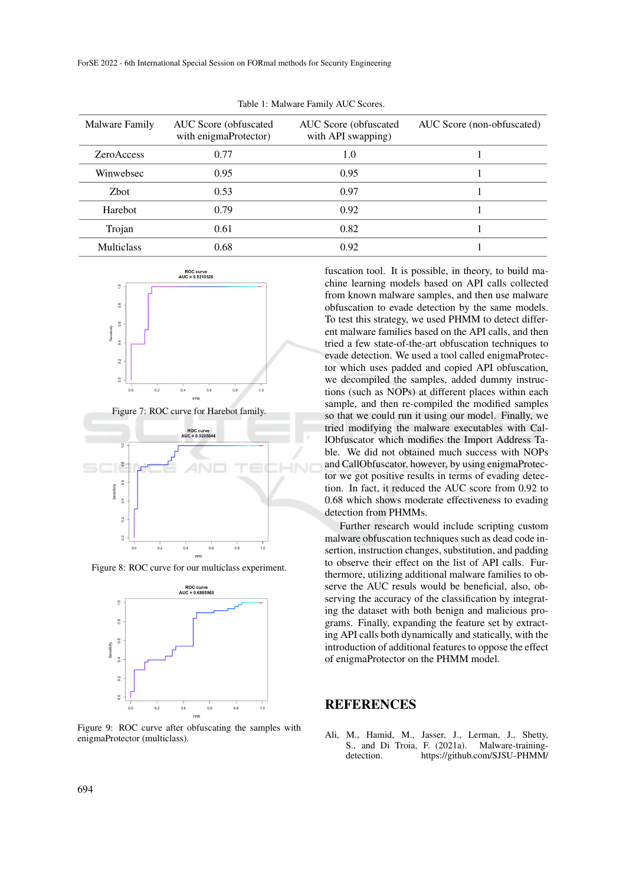Table 1: Malware Family AUC Scores.

| Malware Family | AUC Score (obfuscated with enigmaProtector) | AUC Score (obfuscated with API swapping) | AUC Score (non-obfuscated) |
|---|---|---|---|
| ZeroAccess | 0.77 | 1.0 | 1 |
| Winwebsec | 0.95 | 0.95 | 1 |
| Zbot | 0.53 | 0.97 | 1 |
| Harebot | 0.79 | 0.92 | 1 |
| Trojan | 0.61 | 0.82 | 1 |
| Multiclass | 0.68 | 0.92 | 1 |

Figure 7: ROC curve for Harebot family.

Figure 8: ROC curve for our multiclass experiment.

Figure 9: ROC curve after obfuscating the samples with enigmaProtector (multiclass).

fuscation tool. It is possible, in theory, to build machine learning models based on API calls collected from known malware samples, and then use malware obfuscation to evade detection by the same models. To test this strategy, we used PHMM to detect different malware families based on the API calls, and then tried a few state-of-the-art obfuscation techniques to evade detection. We used a tool called enigmaProtector which uses padded and copied API obfuscation, we decompiled the samples, added dummy instructions (such as NOPs) at different places within each sample, and then re-compiled the modified samples so that we could run it using our model. Finally, we tried modifying the malware executables with CallObfuscator which modifies the Import Address Table. We did not obtained much success with NOPs and CallObfuscator, however, by using enigmaProtector we got positive results in terms of evading detection. In fact, it reduced the AUC score from 0.92 to 0.68 which shows moderate effectiveness to evading detection from PHMMs.

Further research would include scripting custom malware obfuscation techniques such as dead code insertion, instruction changes, substitution, and padding to observe their effect on the list of API calls. Furthermore, utilizing additional malware families to observe the AUC resuls would be beneficial, also, observing the accuracy of the classification by integrating the dataset with both benign and malicious programs. Finally, expanding the feature set by extracting API calls both dynamically and statically, with the introduction of additional features to oppose the effect of enigmaProtector on the PHMM model.

## REFERENCES

Ali, M., Hamid, M., Jasser, J., Lerman, J., Shetty, S., and Di Troia, F. (2021a). Malware-training-detection. https://github.com/SJSU-PHMM/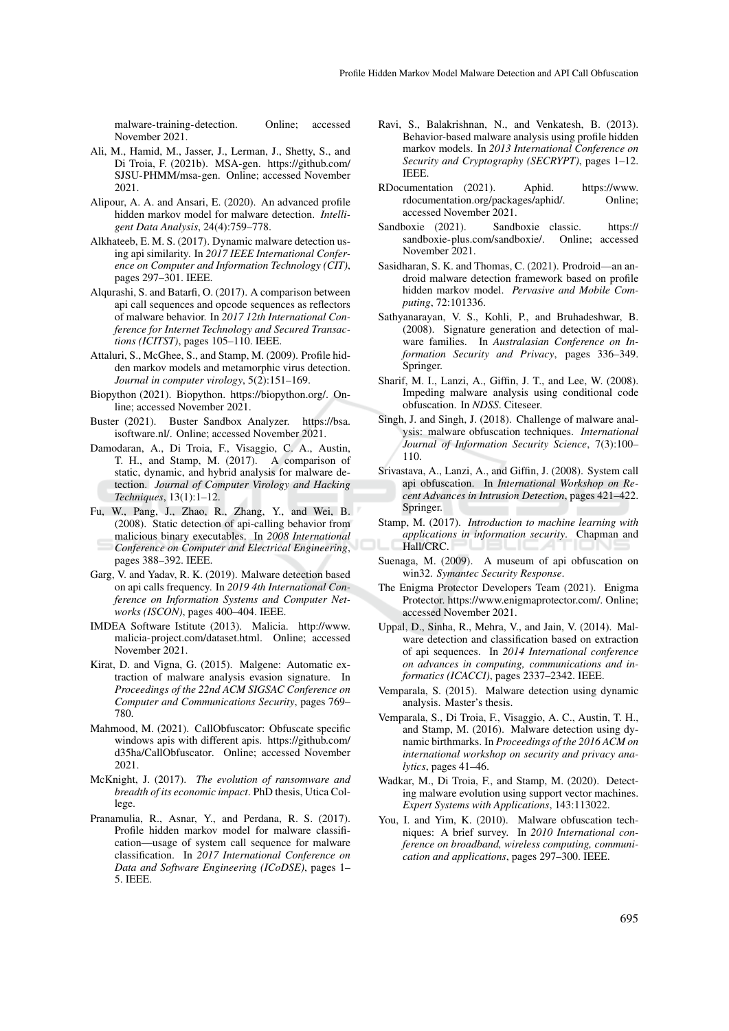malware-training-detection. Online; accessed November 2021.

Ali, M., Hamid, M., Jasser, J., Lerman, J., Shetty, S., and Di Troia, F. (2021b). MSA-gen. https://github.com/SJSU-PHMM/msa-gen. Online; accessed November 2021.

Alipour, A. A. and Ansari, E. (2020). An advanced profile hidden markov model for malware detection. *Intelligent Data Analysis*, 24(4):759–778.

Alkhateeb, E. M. S. (2017). Dynamic malware detection using api similarity. In *2017 IEEE International Conference on Computer and Information Technology (CIT)*, pages 297–301. IEEE.

Alqurashi, S. and Batarfi, O. (2017). A comparison between api call sequences and opcode sequences as reflectors of malware behavior. In *2017 12th International Conference for Internet Technology and Secured Transactions (ICITST)*, pages 105–110. IEEE.

Attaluri, S., McGhee, S., and Stamp, M. (2009). Profile hidden markov models and metamorphic virus detection. *Journal in computer virology*, 5(2):151–169.

Biopython (2021). Biopython. https://biopython.org/. Online; accessed November 2021.

Buster (2021). Buster Sandbox Analyzer. https://bsa.isoftware.nl/. Online; accessed November 2021.

Damodaran, A., Di Troia, F., Visaggio, C. A., Austin, T. H., and Stamp, M. (2017). A comparison of static, dynamic, and hybrid analysis for malware detection. *Journal of Computer Virology and Hacking Techniques*, 13(1):1–12.

Fu, W., Pang, J., Zhao, R., Zhang, Y., and Wei, B. (2008). Static detection of api-calling behavior from malicious binary executables. In *2008 International Conference on Computer and Electrical Engineering*, pages 388–392. IEEE.

Garg, V. and Yadav, R. K. (2019). Malware detection based on api calls frequency. In *2019 4th International Conference on Information Systems and Computer Networks (ISCON)*, pages 400–404. IEEE.

IMDEA Software Istitute (2013). Malicia. http://www.malicia-project.com/dataset.html. Online; accessed November 2021.

Kirat, D. and Vigna, G. (2015). Malgene: Automatic extraction of malware analysis evasion signature. In *Proceedings of the 22nd ACM SIGSAC Conference on Computer and Communications Security*, pages 769–780.

Mahmood, M. (2021). CallObfuscator: Obfuscate specific windows apis with different apis. https://github.com/d35ha/CallObfuscator. Online; accessed November 2021.

McKnight, J. (2017). *The evolution of ransomware and breadth of its economic impact*. PhD thesis, Utica College.

Pranamulia, R., Asnar, Y., and Perdana, R. S. (2017). Profile hidden markov model for malware classification—usage of system call sequence for malware classification. In *2017 International Conference on Data and Software Engineering (ICoDSE)*, pages 1–5. IEEE.

Ravi, S., Balakrishnan, N., and Venkatesh, B. (2013). Behavior-based malware analysis using profile hidden markov models. In *2013 International Conference on Security and Cryptography (SECRYPT)*, pages 1–12. IEEE.

RDocumentation (2021). Aphid. https://www.rdocumentation.org/packages/aphid/. Online; accessed November 2021.

Sandboxie (2021). Sandboxie classic. https://sandboxie-plus.com/sandboxie/. Online; accessed November 2021.

Sasidharan, S. K. and Thomas, C. (2021). Prodroid—an android malware detection framework based on profile hidden markov model. *Pervasive and Mobile Computing*, 72:101336.

Sathyanarayan, V. S., Kohli, P., and Bruhadeshwar, B. (2008). Signature generation and detection of malware families. In *Australasian Conference on Information Security and Privacy*, pages 336–349. Springer.

Sharif, M. I., Lanzi, A., Giffin, J. T., and Lee, W. (2008). Impeding malware analysis using conditional code obfuscation. In *NDSS*. Citeseer.

Singh, J. and Singh, J. (2018). Challenge of malware analysis: malware obfuscation techniques. *International Journal of Information Security Science*, 7(3):100–110.

Srivastava, A., Lanzi, A., and Giffin, J. (2008). System call api obfuscation. In *International Workshop on Recent Advances in Intrusion Detection*, pages 421–422. Springer.

Stamp, M. (2017). *Introduction to machine learning with applications in information security*. Chapman and Hall/CRC.

Suenaga, M. (2009). A museum of api obfuscation on win32. *Symantec Security Response*.

The Enigma Protector Developers Team (2021). Enigma Protector. https://www.enigmaprotector.com/. Online; accessed November 2021.

Uppal, D., Sinha, R., Mehra, V., and Jain, V. (2014). Malware detection and classification based on extraction of api sequences. In *2014 International conference on advances in computing, communications and informatics (ICACCI)*, pages 2337–2342. IEEE.

Vemparala, S. (2015). Malware detection using dynamic analysis. Master's thesis.

Vemparala, S., Di Troia, F., Visaggio, A. C., Austin, T. H., and Stamp, M. (2016). Malware detection using dynamic birthmarks. In *Proceedings of the 2016 ACM on international workshop on security and privacy analytics*, pages 41–46.

Wadkar, M., Di Troia, F., and Stamp, M. (2020). Detecting malware evolution using support vector machines. *Expert Systems with Applications*, 143:113022.

You, I. and Yim, K. (2010). Malware obfuscation techniques: A brief survey. In *2010 International conference on broadband, wireless computing, communication and applications*, pages 297–300. IEEE.